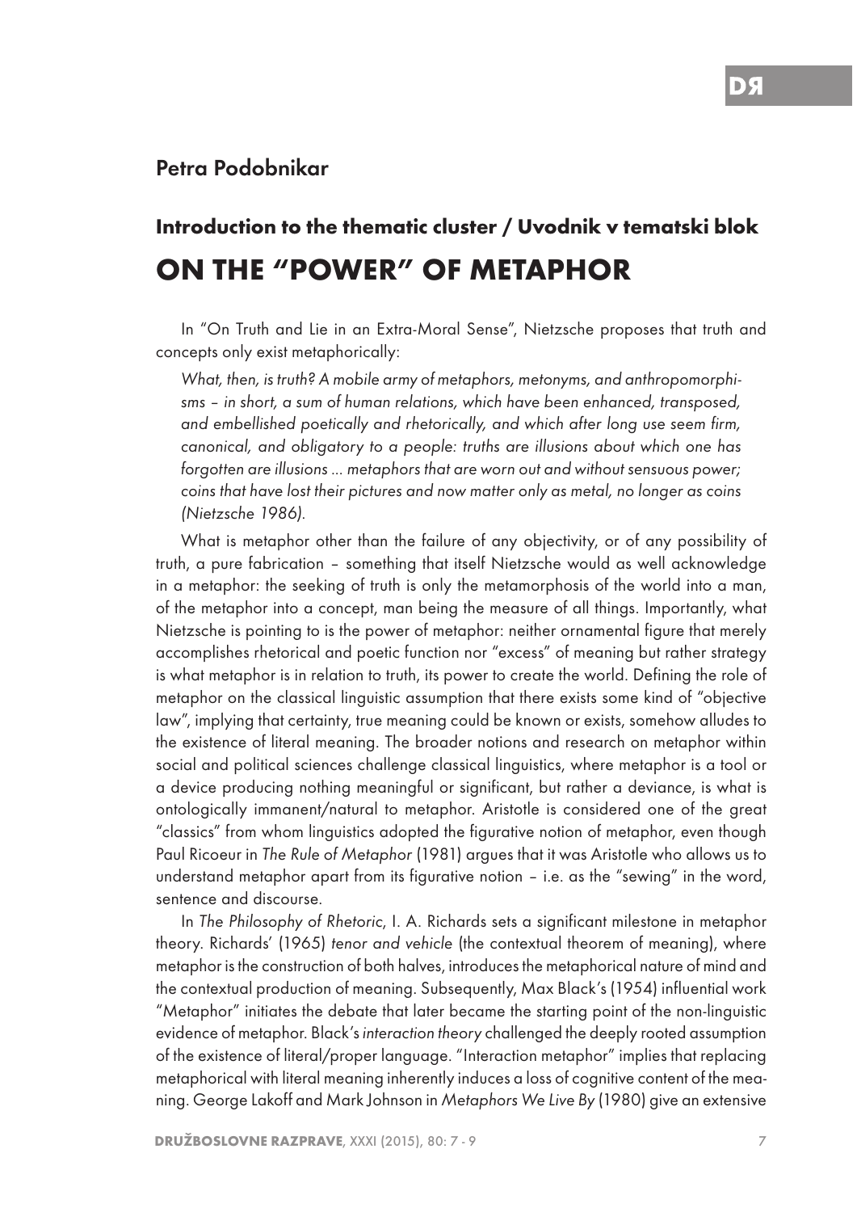Petra Podobnikar

## Introduction to the thematic cluster / Uvodnik v tematski blok

# ON THE "POWER" OF METAPHOR

In "On Truth and Lie in an Extra-Moral Sense", Nietzsche proposes that truth and concepts only exist metaphorically:

> *What, then, is truth? A mobile army of metaphors, metonyms, and anthropomorphisms – in short, a sum of human relations, which have been enhanced, transposed, and embellished poetically and rhetorically, and which after long use seem firm, canonical, and obligatory to a people: truths are illusions about which one has forgotten are illusions ... metaphors that are worn out and without sensuous power; coins that have lost their pictures and now matter only as metal, no longer as coins (Nietzsche 1986).*

What is metaphor other than the failure of any objectivity, or of any possibility of truth, a pure fabrication – something that itself Nietzsche would as well acknowledge in a metaphor: the seeking of truth is only the metamorphosis of the world into a man, of the metaphor into a concept, man being the measure of all things. Importantly, what Nietzsche is pointing to is the power of metaphor: neither ornamental figure that merely accomplishes rhetorical and poetic function nor "excess" of meaning but rather strategy is what metaphor is in relation to truth, its power to create the world. Defining the role of metaphor on the classical linguistic assumption that there exists some kind of "objective law", implying that certainty, true meaning could be known or exists, somehow alludes to the existence of literal meaning. The broader notions and research on metaphor within social and political sciences challenge classical linguistics, where metaphor is a tool or a device producing nothing meaningful or significant, but rather a deviance, is what is ontologically immanent/natural to metaphor. Aristotle is considered one of the great "classics" from whom linguistics adopted the figurative notion of metaphor, even though Paul Ricoeur in *The Rule of Metaphor* (1981) argues that it was Aristotle who allows us to understand metaphor apart from its figurative notion – i.e. as the "sewing" in the word, sentence and discourse.

In *The Philosophy of Rhetoric*, I. A. Richards sets a significant milestone in metaphor theory. Richards' (1965) *tenor and vehicle* (the contextual theorem of meaning), where metaphor is the construction of both halves, introduces the metaphorical nature of mind and the contextual production of meaning. Subsequently, Max Black's (1954) influential work "Metaphor" initiates the debate that later became the starting point of the non-linguistic evidence of metaphor. Black's *interaction theory* challenged the deeply rooted assumption of the existence of literal/proper language. "Interaction metaphor" implies that replacing metaphorical with literal meaning inherently induces a loss of cognitive content of the meaning. George Lakoff and Mark Johnson in *Metaphors We Live By* (1980) give an extensive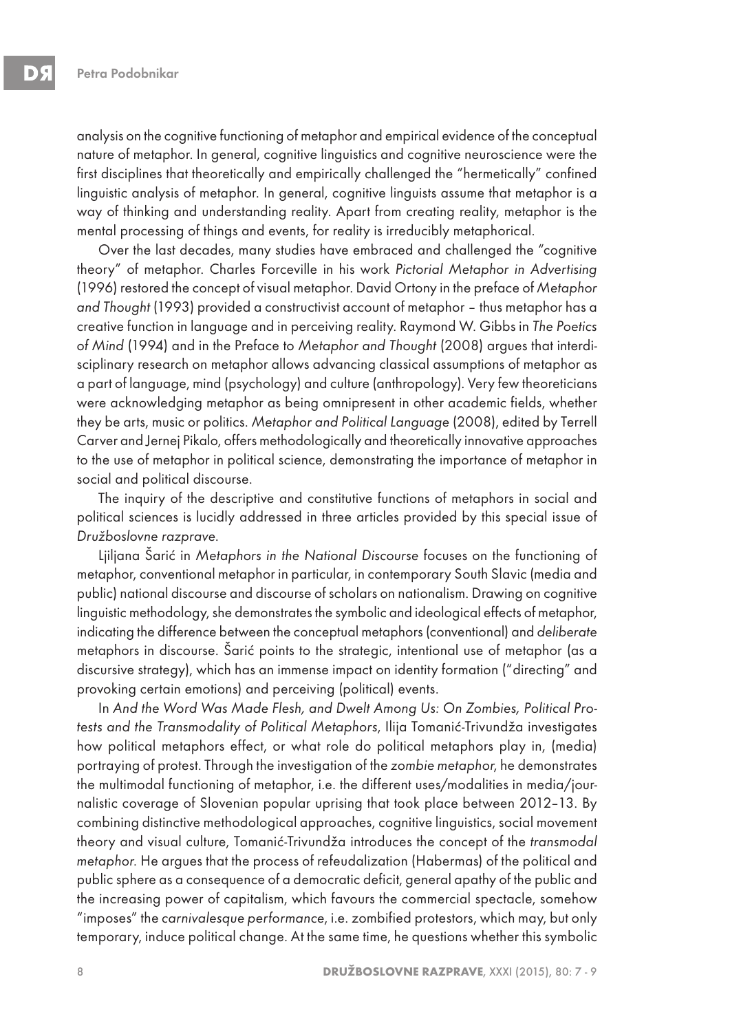analysis on the cognitive functioning of metaphor and empirical evidence of the conceptual nature of metaphor. In general, cognitive linguistics and cognitive neuroscience were the first disciplines that theoretically and empirically challenged the "hermetically" confined linguistic analysis of metaphor. In general, cognitive linguists assume that metaphor is a way of thinking and understanding reality. Apart from creating reality, metaphor is the mental processing of things and events, for reality is irreducibly metaphorical.

Over the last decades, many studies have embraced and challenged the "cognitive theory" of metaphor. Charles Forceville in his work *Pictorial Metaphor in Advertising* (1996) restored the concept of visual metaphor. David Ortony in the preface of *Metaphor and Thought* (1993) provided a constructivist account of metaphor – thus metaphor has a creative function in language and in perceiving reality. Raymond W. Gibbs in *The Poetics of Mind* (1994) and in the Preface to *Metaphor and Thought* (2008) argues that interdisciplinary research on metaphor allows advancing classical assumptions of metaphor as a part of language, mind (psychology) and culture (anthropology). Very few theoreticians were acknowledging metaphor as being omnipresent in other academic fields, whether they be arts, music or politics. *Metaphor and Political Language* (2008), edited by Terrell Carver and Jernej Pikalo, offers methodologically and theoretically innovative approaches to the use of metaphor in political science, demonstrating the importance of metaphor in social and political discourse.

The inquiry of the descriptive and constitutive functions of metaphors in social and political sciences is lucidly addressed in three articles provided by this special issue of *Družboslovne razprave*.

Ljiljana Šarić in *Metaphors in the National Discourse* focuses on the functioning of metaphor, conventional metaphor in particular, in contemporary South Slavic (media and public) national discourse and discourse of scholars on nationalism. Drawing on cognitive linguistic methodology, she demonstrates the symbolic and ideological effects of metaphor, indicating the difference between the conceptual metaphors (conventional) and *deliberate* metaphors in discourse. Šarić points to the strategic, intentional use of metaphor (as a discursive strategy), which has an immense impact on identity formation ("directing" and provoking certain emotions) and perceiving (political) events.

In *And the Word Was Made Flesh, and Dwelt Among Us: On Zombies, Political Protests and the Transmodality of Political Metaphors*, Ilija Tomanić-Trivundža investigates how political metaphors effect, or what role do political metaphors play in, (media) portraying of protest. Through the investigation of the *zombie metaphor*, he demonstrates the multimodal functioning of metaphor, i.e. the different uses/modalities in media/journalistic coverage of Slovenian popular uprising that took place between 2012–13. By combining distinctive methodological approaches, cognitive linguistics, social movement theory and visual culture, Tomanić-Trivundža introduces the concept of the *transmodal metaphor*. He argues that the process of refeudalization (Habermas) of the political and public sphere as a consequence of a democratic deficit, general apathy of the public and the increasing power of capitalism, which favours the commercial spectacle, somehow "imposes" the *carnivalesque performance*, i.e. zombified protestors, which may, but only temporary, induce political change. At the same time, he questions whether this symbolic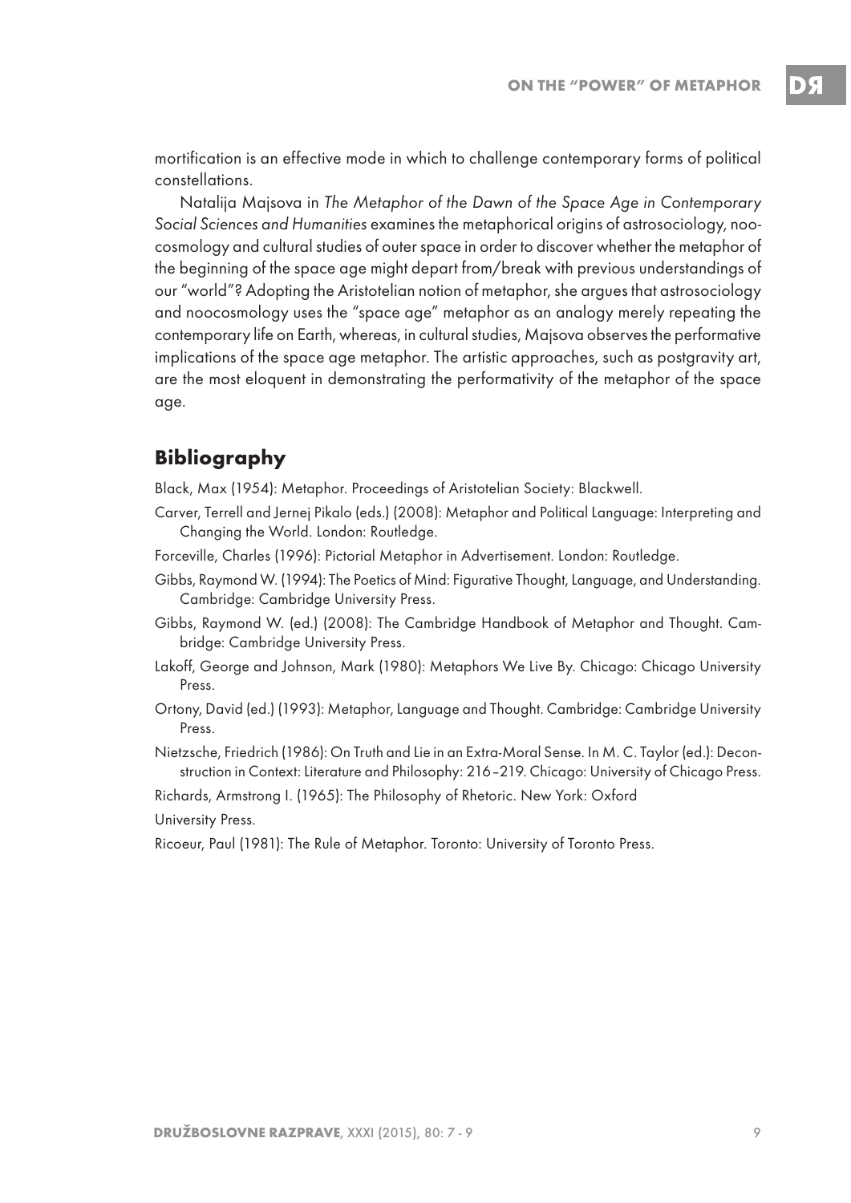mortification is an effective mode in which to challenge contemporary forms of political constellations.

Natalija Majsova in *The Metaphor of the Dawn of the Space Age in Contemporary Social Sciences and Humanities* examines the metaphorical origins of astrosociology, noocosmology and cultural studies of outer space in order to discover whether the metaphor of the beginning of the space age might depart from/break with previous understandings of our "world"? Adopting the Aristotelian notion of metaphor, she argues that astrosociology and noocosmology uses the "space age" metaphor as an analogy merely repeating the contemporary life on Earth, whereas, in cultural studies, Majsova observes the performative implications of the space age metaphor. The artistic approaches, such as postgravity art, are the most eloquent in demonstrating the performativity of the metaphor of the space age.

## Bibliography

Black, Max (1954): Metaphor. Proceedings of Aristotelian Society: Blackwell.

Carver, Terrell and Jernej Pikalo (eds.) (2008): Metaphor and Political Language: Interpreting and Changing the World. London: Routledge.

Forceville, Charles (1996): Pictorial Metaphor in Advertisement. London: Routledge.

Gibbs, Raymond W. (1994): The Poetics of Mind: Figurative Thought, Language, and Understanding. Cambridge: Cambridge University Press.

Gibbs, Raymond W. (ed.) (2008): The Cambridge Handbook of Metaphor and Thought. Cambridge: Cambridge University Press.

Lakoff, George and Johnson, Mark (1980): Metaphors We Live By. Chicago: Chicago University Press.

Ortony, David (ed.) (1993): Metaphor, Language and Thought. Cambridge: Cambridge University Press.

Nietzsche, Friedrich (1986): On Truth and Lie in an Extra-Moral Sense. In M. C. Taylor (ed.): Deconstruction in Context: Literature and Philosophy: 216–219. Chicago: University of Chicago Press.

Richards, Armstrong I. (1965): The Philosophy of Rhetoric. New York: Oxford University Press.

Ricoeur, Paul (1981): The Rule of Metaphor. Toronto: University of Toronto Press.